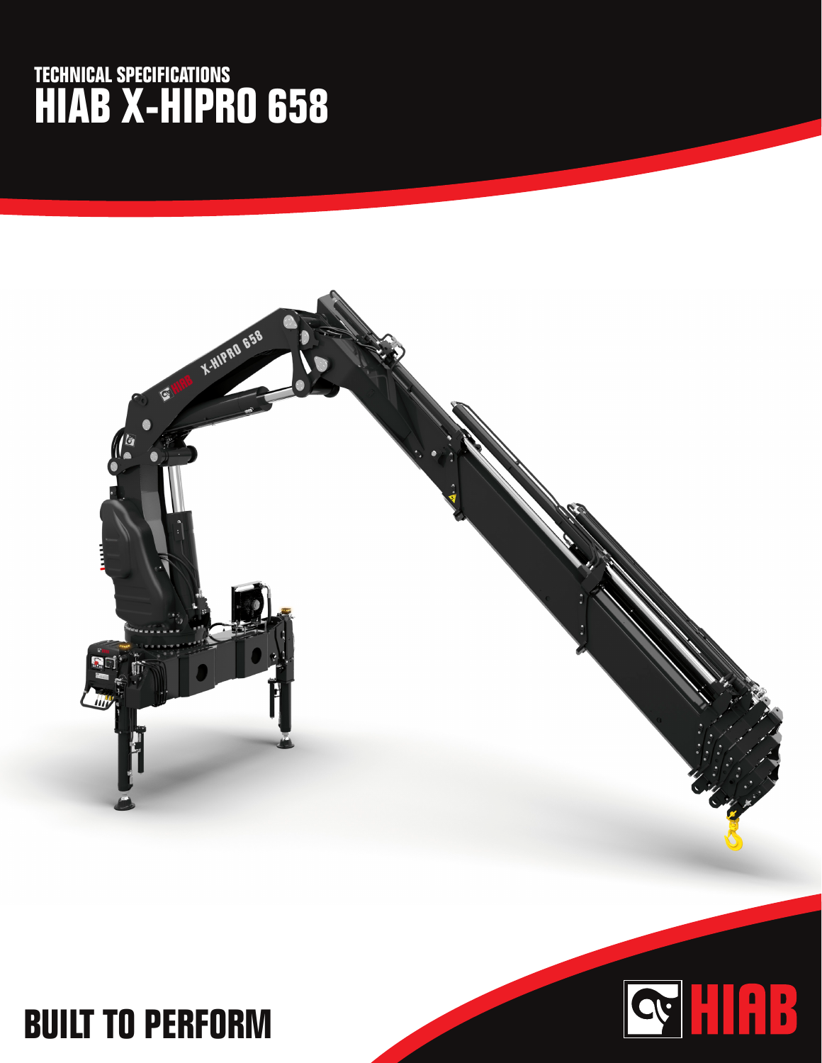TECHNICAL SPECIFICATIONS

# HIAB X-HIPRO 658

BUILT TO PERFORM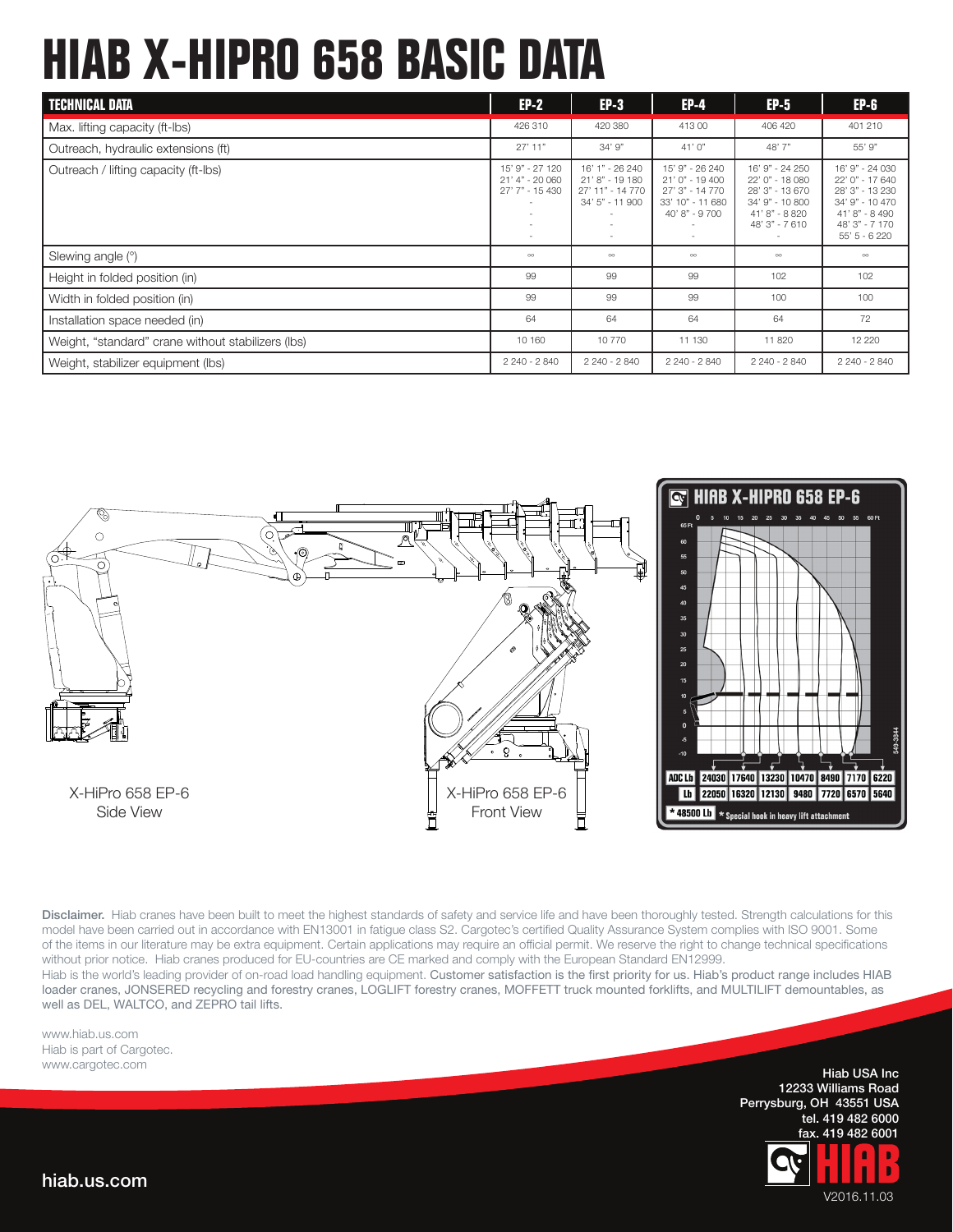# HIAB X-HIPRO 658 BASIC DATA

| TECHNICAL DATA | EP-2 | EP-3 | EP-4 | EP-5 | EP-6 |
|---|---|---|---|---|---|
| Max. lifting capacity (ft-lbs) | 426 310 | 420 380 | 413 00 | 406 420 | 401 210 |
| Outreach, hydraulic extensions (ft) | 27' 11" | 34' 9" | 41' 0" | 48' 7" | 55' 9" |
| Outreach / lifting capacity (ft-lbs) | 15' 9" - 27 120<br>21' 4" - 20 060<br>27' 7" - 15 430<br>-<br>-<br>-<br>- | 16' 1" - 26 240<br>21' 8" - 19 180<br>27' 11" - 14 770<br>34' 5" - 11 900<br>-<br>-<br>- | 15' 9" - 26 240<br>21' 0" - 19 400<br>27' 3" - 14 770<br>33' 10" - 11 680<br>40' 8" - 9 700<br>-<br>- | 16' 9" - 24 250<br>22' 0" - 18 080<br>28' 3" - 13 670<br>34' 9" - 10 800<br>41' 8" - 8 820<br>48' 3" - 7 610<br>- | 16' 9" - 24 030<br>22' 0" - 17 640<br>28' 3" - 13 230<br>34' 9" - 10 470<br>41' 8" - 8 490<br>48' 3" - 7 170<br>55' 5 - 6 220 |
| Slewing angle (°) | ∞ | ∞ | ∞ | ∞ | ∞ |
| Height in folded position (in) | 99 | 99 | 99 | 102 | 102 |
| Width in folded position (in) | 99 | 99 | 99 | 100 | 100 |
| Installation space needed (in) | 64 | 64 | 64 | 64 | 72 |
| Weight, "standard" crane without stabilizers (lbs) | 10 160 | 10 770 | 11 130 | 11 820 | 12 220 |
| Weight, stabilizer equipment (lbs) | 2 240 - 2 840 | 2 240 - 2 840 | 2 240 - 2 840 | 2 240 - 2 840 | 2 240 - 2 840 |

X-HiPro 658 EP-6
Side View

X-HiPro 658 EP-6
Front View

HIAB X-HIPRO 658 EP-6

0 5 10 15 20 25 30 35 40 45 50 55 60 Ft

65 Ft 60 55 50 45 40 35 30 25 20 15 10 5 0 -5 -10

549-3844

ADC Lb 24030 17640 13230 10470 8490 7170 6220

Lb 22050 16320 12130 9480 7720 6570 5640

* 48500 Lb * Special hook in heavy lift attachment

**Disclaimer.** Hiab cranes have been built to meet the highest standards of safety and service life and have been thoroughly tested. Strength calculations for this model have been carried out in accordance with EN13001 in fatigue class S2. Cargotec's certified Quality Assurance System complies with ISO 9001. Some of the items in our literature may be extra equipment. Certain applications may require an official permit. We reserve the right to change technical specifications without prior notice. Hiab cranes produced for EU-countries are CE marked and comply with the European Standard EN12999.
Hiab is the world's leading provider of on-road load handling equipment. Customer satisfaction is the first priority for us. Hiab's product range includes HIAB loader cranes, JONSERED recycling and forestry cranes, LOGLIFT forestry cranes, MOFFETT truck mounted forklifts, and MULTILIFT demountables, as well as DEL, WALTCO, and ZEPRO tail lifts.

www.hiab.us.com
Hiab is part of Cargotec.
www.cargotec.com

Hiab USA Inc
12233 Williams Road
Perrysburg, OH 43551 USA
tel. 419 482 6000
fax. 419 482 6001

HIAB

hiab.us.com

V2016.11.03